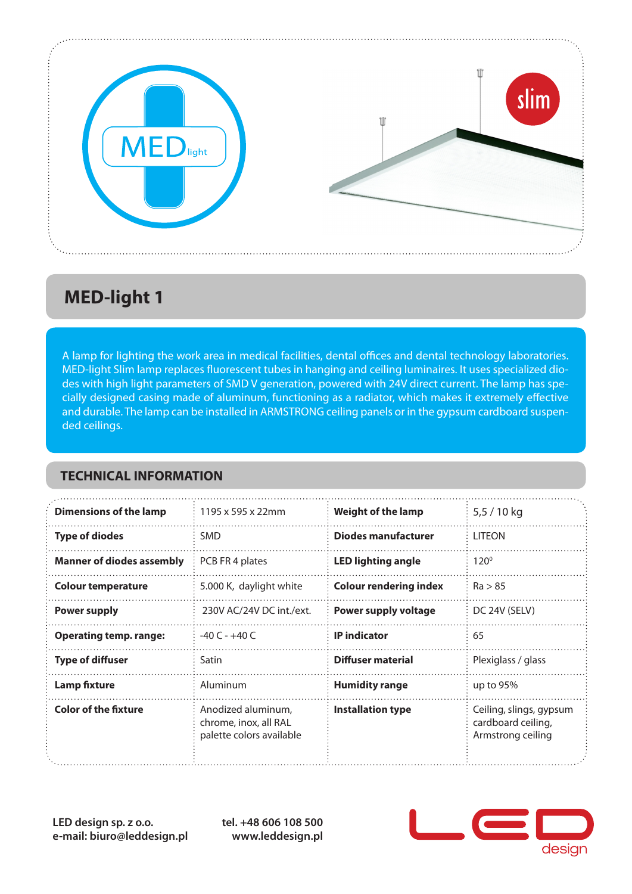# MED-light 1

A lamp for lighting the work area in medical facilities, dental offices and dental technology laboratories. MED-light Slim lamp replaces fluorescent tubes in hanging and ceiling luminaires. It uses specialized diodes with high light parameters of SMD V generation, powered with 24V direct current. The lamp has specially designed casing made of aluminum, functioning as a radiator, which makes it extremely effective and durable. The lamp can be installed in ARMSTRONG ceiling panels or in the gypsum cardboard suspended ceilings.

## TECHNICAL INFORMATION

| | | | |
|---|---|---|---|
| **Dimensions of the lamp** | 1195 x 595 x 22mm | **Weight of the lamp** | 5,5 / 10 kg |
| **Type of diodes** | SMD | **Diodes manufacturer** | LITEON |
| **Manner of diodes assembly** | PCB FR 4 plates | **LED lighting angle** | 120⁰ |
| **Colour temperature** | 5.000 K, daylight white | **Colour rendering index** | Ra > 85 |
| **Power supply** | 230V AC/24V DC int./ext. | **Power supply voltage** | DC 24V (SELV) |
| **Operating temp. range:** | -40 C - +40 C | **IP indicator** | 65 |
| **Type of diffuser** | Satin | **Diffuser material** | Plexiglass / glass |
| **Lamp fixture** | Aluminum | **Humidity range** | up to 95% |
| **Color of the fixture** | Anodized aluminum, chrome, inox, all RAL palette colors available | **Installation type** | Ceiling, slings, gypsum cardboard ceiling, Armstrong ceiling |

**LED design sp. z o.o.**
**e-mail: biuro@leddesign.pl**

**tel. +48 606 108 500**
**www.leddesign.pl**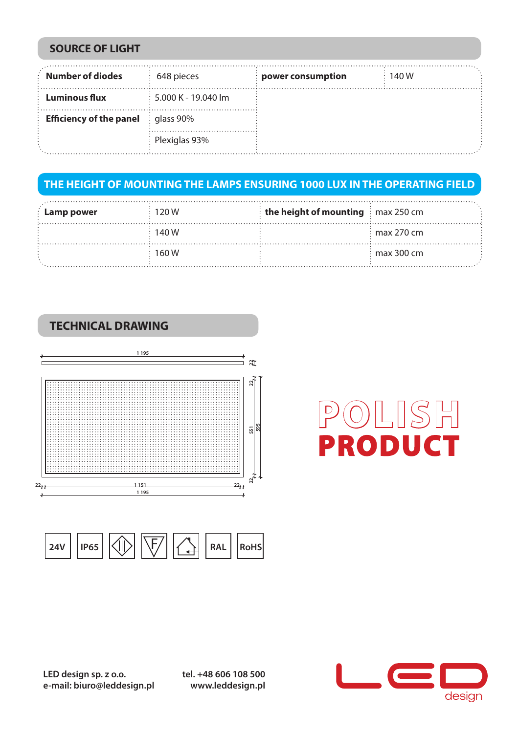## SOURCE OF LIGHT

| | | | |
|---|---|---|---|
| **Number of diodes** | 648 pieces | **power consumption** | 140 W |
| **Luminous flux** | 5.000 K - 19.040 lm | | |
| **Efficiency of the panel** | glass 90% | | |
| | Plexiglas 93% | | |

## THE HEIGHT OF MOUNTING THE LAMPS ENSURING 1000 LUX IN THE OPERATING FIELD

| | | | |
|---|---|---|---|
| **Lamp power** | 120 W | **the height of mounting** | max 250 cm |
| | 140 W | | max 270 cm |
| | 160 W | | max 300 cm |

## TECHNICAL DRAWING

1 195
22
22
551
595
22
22
1 151
22
1 195

24V IP65 RAL RoHS

POLISH
**PRODUCT**

LED design sp. z o.o.
e-mail: biuro@leddesign.pl

tel. +48 606 108 500
www.leddesign.pl

LED design